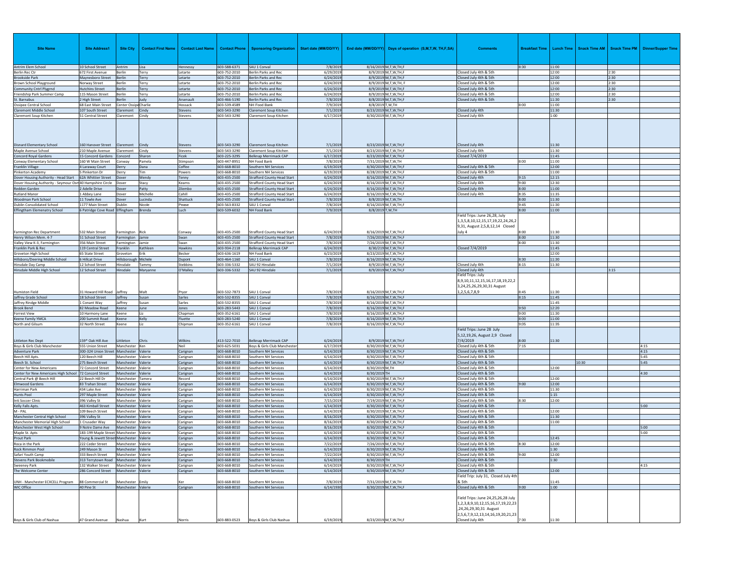| Site Name | Site Address1 | Site City | Contact First Name | Contact Last Name | Contact Phone | Sponsoring Organization | Start date (MM/DD/YY) | End date (MM/DD/YY) | Days of operation (S,M,T,W, TH,F,SA) | Comments | Breakfast Time | Lunch Time | Snack Time AM | Snack Time PM | Dinner/Supper Time |
|---|---|---|---|---|---|---|---|---|---|---|---|---|---|---|---|
| Antrim Elem School | 10 School Street | Antrim | Lisa | Hennessy | 603-588-6371 | SAU 1 Conval | 7/8/2019 | 8/16/2019 | M,T,W,TH,F | | 8:30 | 11:00 | | | |
| Berlin Rec Ctr | 672 First Avenue | Berlin | Terry | Letarte | 603-752-2010 | Berlin Parks and Rec | 6/29/2019 | 8/9/2019 | M,T,W,TH,F | Closed July 4th & 5th | | 12:00 | | 2:30 | |
| Brookside Park | Maynesboro Street | Berlin | Terry | Letarte | 603-752-2010 | Berlin Parks and Rec | 6/24/2019 | 8/9/2019 | M,T,W,TH,F | Closed July 4th & 5th | | 12:00 | | 2:30 | |
| Brown School Playground | Norway Street | Berlin | Terry | Letarte | 603-752-2010 | Berlin Parks and Rec | 6/24/2019 | 8/9/2019 | M,T,W,TH, F | Closed July 4th & 5th | | 12:00 | | 2:30 | |
| Community Cntrl Plygrnd | Hutchins Street | Berlin | Terry | Letarte | 603-752-2010 | Berlin Parks and Rec | 6/24/2019 | 8/9/2019 | M,T,W,TH,F | Closed July 4th & 5th | | 12:00 | | 2:30 | |
| Friendship Park Summer Camp | 115 Mason Street | Berlin | Terry | Letarte | 603-752-2010 | Berlin Parks and Rec | 6/24/2019 | 8/9/2019 | M,T,W,TH,F | Closed July 4th & 5th | | 12:00 | | 2:30 | |
| St. Barnabus | 2 High Street | Berlin | Judy | Arsenault | 603-466-5190 | Berlin Parks and Rec | 7/8/2019 | 8/8/2019 | M,T,W,TH,F | Closed July 4th & 5th | | 11:30 | | 2:30 | |
| Ossipee Central School | 68 East Main Street | Center Ossipee | Charlie | Hossack | 603-539-4589 | NH Food Bank | 7/9/2019 | 8/8/2019 | T,W,TH | | 8:00 | 11:00 | | | |
| Claremont Middle School | 107 South Street | Claremont | Cindy | Stevens | 603-543-3290 | Claremont Soup Kitchen | 7/1/2019 | 8/23/2019 | M,T,W,TH,F | Closed July 4th | | 11:30 | | | |
| Claremont Soup Kitchen | 51 Central Street | Claremont | Cindy | Stevens | 603-543-3290 | Claremont Soup Kitchen | 6/17/2019 | 8/30/2019 | M,T,W,TH,F | Closed July 4th | | 1:00 | | | |
| Disnard Elementary School | 160 Hanover Street | Claremont | Cindy | Stevens | 603-543-3290 | Claremont Soup Kitchen | 7/1/2019 | 8/23/2019 | M,T,W,TH,F | Closed July 4th | | 11:30 | | | |
| Maple Avenue School | 210 Maple Avenue | Claremont | Cindy | Stevens | 603-543-3290 | Claremont Soup Kitchen | 7/1/2019 | 8/23/2019 | M,T,W,TH,F | Closed July 4th | | 11:30 | | | |
| Concord Royal Gardens | 15 Concord Gardens | Concord | Sharon | Ficek | 603-225-3295 | Belknap Merrimack CAP | 6/17/2019 | 8/23/2019 | M,T,W,TH,F | Closed 7/4/2019 | | 11:45 | | | |
| Conway Elementary School | 160 W Main Street | Conway | Pamela | Stimpson | 603-447-8951 | NH Food Bank | 7/8/2019 | 7/31/2019 | M,T,W,TH | | 8:00 | 11:00 | | | |
| Franklin Village | 4 Laraway Court | Derry | Dana | Coffee | 603-668-8010 | Southern NH Services | 6/19/2019 | 8/30/2019 | M,T,W,TH,F | Closed July 4th & 5th | | 12:00 | | | |
| Pinkerton Academy | 5 Pinkerton Dr | Derry | Tim | Powers | 603-668-8010 | Southern NH Services | 6/19/2019 | 8/28/2019 | M,T,W,TH,F | Closed July 4th & 5th | | 11:00 | | | |
| Dover Housing Authority - Head Start | 62A Whittier Street | Dover | Wendy | Tenny | 603-435-2500 | Strafford County Head Start | 6/24/2019 | 8/16/2019 | M,T,W,TH,F | Closed July 4th | 9:15 | 12:15 | | | |
| Dover Housing Authority - Seymour Osman | 40 Hampshire Circle | Dover | Stacy | Kearns | 603-435-2500 | Strafford County Head Start | 6/24/2019 | 8/16/2019 | M,T,W,TH,F | Closed July 4th | 9:00 | 12:30 | | | |
| Redden Garden | 2 Adelle Drive | Dover | Patty | Zilembo | 603-435-2500 | Strafford County Head Start | 6/24/2019 | 8/16/2019 | M,T,W,TH,F | Closed July 4th | 8:00 | 11:00 | | | |
| Rutland Manor | 1 Abbey Lane | Dover | Michelle | Cahill | 603-435-2500 | Strafford County Head Start | 6/24/2019 | 8/16/2019 | M,T,W,TH,F | Closed July 4th | 8:35 | 11:35 | | | |
| Woodman Park School | 11 Towle Ave | Dover | Lucinda | Shattuck | 603-435-2500 | Strafford County Head Start | 7/8/2019 | 8/8/2019 | M,T,W,TH | | 8:00 | 11:30 | | | |
| Dublin Consolidated School | 1177 Main Street | Dublin | Nicole | Pease | 603-563-8332 | SAU 1 Conval | 7/8/2019 | 8/16/2019 | M,T,W,TH,F | | 9:45 | 11:30 | | | |
| Effingham Elemenatry School | 6 Patridge Cove Road | Effingham | Brenda | Luch | 603-539-6032 | NH Food Bank | 7/9/2019 | 8/8/2019 | T,W,TH | | 8:00 | 11:00 | | | |
| Farmington Rec Department | 532 Main Street | Farmington | Rick | Conway | 603-435-2500 | Strafford County Head Start | 6/24/2019 | 8/16/2019 | M,T,W,TH,F | Field Trips: June 26,28, July 1,3,5,8,10,12,15,17,19,22,24,26,29,31, August 2,5,8,12,14 Closed July 4 | 8:00 | 11:30 | | | |
| Henry Wilson Mem. 4-7 | 51 School Street | Farmington | Jamie | Swan | 603-435-2500 | Strafford County Head Start | 7/8/2019 | 7/26/2019 | M,T,W,TH,F | | 8:00 | 11:30 | | | |
| Valley View K-3, Farmington | 356 Main Street | Farmington | Jamie | Swan | 603-435-2500 | Strafford County Head Start | 7/8/2019 | 7/26/2019 | M,T,W,TH,F | | 8:00 | 11:30 | | | |
| Franklin Park & Rec | 119 Central Street | Franklin | Kathleen | Hawkins | 603-934-2118 | Belknap Merrimack CAP | 6/24/2019 | 8/30/219 | M,T,W,TH,F | Closed 7/4/2019 | | 11:45 | | | |
| Groveton High School | 65 State Street | Groveton | Erik | Becker | 603-636-1619 | NH Food Bank | 6/23/2019 | 8/23/2019 | M,T,W,TH,F | | | 12:00 | | | |
| Hillsboro/Deering Middle School | 6 Hillcat Drive | Hillsborough | Michele | Dupont | 603-464-1160 | SAU 1 Conval | 7/8/2019 | 8/16/2019 | M,T,W,TH,F | | 8:30 | 11:30 | | | |
| Hinsdale Day Camp | 12 School Street | Hinsdale | Tammy | Stebbins | 603-336-5332 | SAU 92 Hinsdale | 7/1/2019 | 8/9/2019 | M,T,W,TH,F | Closed July 4th | 8:15 | 11:30 | | | |
| Hinsdale Middle High School | 12 School Street | Hinsdale | Maryanne | O'Malley | 603-336-5332 | SAU 92 Hinsdale | 7/1/2019 | 8/9/2019 | M,T,W,TH,F | Closed July 4th | | | | 3:15 | |
| Humiston Field | 31 Howard Hill Road | Jaffrey | Walt | Pryor | 603-532-7873 | SAU 1 Conval | 7/8/2019 | 8/16/2019 | M,T,W,TH,F | Field Trips: July 8,9,10,11,12,15,16,17,18,19,22,23,24,25,26,29,30,31 August 1,2,5,6,7,8,9 | 8:45 | 11:30 | | | |
| Jaffrey Grade School | 18 School Street | Jaffrey | Susan | Sarles | 603-532-8355 | SAU 1 Conval | 7/8/2019 | 8/16/2019 | M,T,W,TH,F | | 8:15 | 11:45 | | | |
| Jaffrey Rindge Middle | 1 Conant Way | Jaffrey | Susan | Sarles | 603-532-8355 | SAU 1 Conval | 7/8/2019 | 8/16/2019 | M,T,W,TH,F | | | 11:45 | | | |
| Brook Bend | 82 Meadow Road | Keene | June | Jones | 603-283-5443 | SAU 1 Conval | 7/8/2019 | 8/16/2019 | M,T,W,TH,F | | 9:50 | 12:20 | | | |
| Forrest View | 10 Harmony Lane | Keene | Liz | Chapman | 603-352-6161 | SAU 1 Conval | 7/8/2019 | 8/16/2019 | M,T,W,TH,F | | 9:00 | 11:30 | | | |
| Keene Family YMCA | 200 Summit Road | Keene | Kelly | Fluette | 603-283-5240 | SAU 1 Conval | 7/8/2019 | 8/16/2019 | M,T,W,TH,F | | 8:00 | 11:00 | | | |
| North and Gilsum | 32 North Street | Keene | Liz | Chipman | 603-352-6161 | SAU 1 Conval | 7/8/2019 | 8/16/2019 | M,T,W,TH,F | | 9:05 | 11:35 | | | |
| Littleton Rec Dept | 159* Oak Hill Ave | Littleton | Chris | Wilkins | 413-522-7010 | Belknap Merrimack CAP | 6/24/2019 | 8/9/2019 | M,T,W,TH,F | Field Trips: June 28 July 5,12,19,26, August 2,9 Closed 7/4/2019 | 8:00 | 11:30 | | | |
| Boys & Girls Club Manchester | 555 Union Street | Manchester | Ken | Neil | 603-625-5031 | Boys & Girls Club Manchester | 6/17/2019 | 8/30/2019 | M,T,W,TH,F | Closed July 4th & 5th | 7:15 | | | | 4:15 |
| Adventure Park | 300-324 Union Street | Manchester | Valerie | Carignan | 603-668-8010 | Southern NH Services | 6/14/2019 | 8/30/2019 | M,T,W,TH,F | Closed July 4th & 5th | | | | | 4:15 |
| Beech Hill Apts. | 120 Beech Hill | Manchester | Valerie | Carignan | 603-668-8010 | Southern NH Services | 6/14/2019 | 8/30/2019 | M,T,W,TH,F | Closed July 4th & 5th | | | | | 5:45 |
| Beech St. School | 275 Beech Street | Manchester | Valerie | Carignan | 603-668-8010 | Southern NH Services | 6/14/2019 | 8/30/2019 | M,T,W,TH,F | Closed July 4th & 5th | | | 10:30 | | 5:45 |
| Center for New Americans | 72 Concord Street | Manchester | Valerie | Carignan | 603-668-8010 | Southern NH Services | 6/14/2019 | 8/30/2019 | M,TH | Closed July 4th & 5th | | 12:00 | | | |
| Center for New Americans High School | 72 Concord Street | Manchester | Valerie | Carignan | 603-668-8010 | Southern NH Services | 6/14/2019 | 8/30/2019 | TH | Closed July 4th & 5th | | | | | 4:30 |
| Central Park @ Beech Hill | 22 Beech Hill Dr | Manchester | Tamera | Record | 603-668-8010 | Southern NH Services | 6/14/2019 | 8/30/2019 | M,T,W,TH,F | Closed July 4th & 5th | | 12:00 | | | |
| Elmwood Gardens | 83 Trahan Street | Manchester | Valerie | Carignan | 603-668-8010 | Southern NH Services | 6/14/2019 | 8/30/2019 | M,T,W,TH,F | Closed July 4th & 5th | 9:00 | 12:00 | | | |
| Harriman Park | 434 Lake Ave | Manchester | Valerie | Carignan | 603-668-8010 | Southern NH Services | 6/14/2019 | 8/30/2019 | M,T,W,TH,F | Closed July 4th & 5th | | 11:30 | | | |
| Hunts Pool | 297 Maple Street | Manchester | Valerie | Carignan | 603-668-8010 | Southern NH Services | 6/14/2019 | 8/30/2019 | M,T,W,TH,F | Closed July 4th & 5th | | 1:15 | | | |
| Inti Soccer Clinic | 396 Valley St | Manchester | Valerie | Carignan | 603-668-8010 | Southern NH Services | 7/15/2019 | 7/19/2019 | M,T,W,TH,F | Closed July 4th & 5th | 8:30 | 12:00 | | | |
| Kelly Falls Apts. | 463 Kimball Street | Manchester | Valerie | Carignan | 603-668-8010 | Southern NH Services | 6/14/2019 | 8/30/2019 | M,T,W,TH,F | Closed July 4th & 5th | | | | | 5:00 |
| M - PAL | 109 Beech Street | Manchester | Valerie | Carignan | 603-668-8010 | Southern NH Services | 6/14/2019 | 8/30/2019 | M,T,W,TH,F | Closed July 4th & 5th | | 12:00 | | | |
| Manchester Central High School | 396 Valley St | Manchester | Valerie | Carignan | 603-668-8010 | Southern NH Services | 8/16/2019 | 8/30/2019 | M,T,W,TH,F | Closed July 4th & 5th | | 11:30 | | | |
| Manchester Memorial High School | 1 Crusader Way | Manchester | Valerie | Carignan | 603-668-8010 | Southern NH Services | 8/16/2019 | 8/30/2019 | M,T,W,TH,F | Closed July 4th & 5th | | 11:00 | | | |
| Manchester West High School | 9 Notre Dame Ave | Manchester | Valerie | Carignan | 603-668-8010 | Southern NH Services | 8/16/2019 | 8/30/2019 | M,T,W,TH,F | Closed July 4th & 5th | | | | | 5:00 |
| Maple St. Apts | 183-199 Maple Street | Manchester | Valerie | Carignan | 603-668-8010 | Southern NH Services | 6/14/2019 | 8/30/2019 | M,T,W,TH,F | Closed July 4th & 5th | | | | | 5:00 |
| Prout Park | Young & Jewett Street | Manchester | Valerie | Carignan | 603-668-8010 | Southern NH Services | 6/14/2019 | 8/30/2019 | M,T,W,TH,F | Closed July 4th & 5th | | 12:45 | | | |
| Roca in the Park | 222 Ceder Street | Manchester | Valerie | Carignan | 603-668-8010 | Southern NH Services | 7/22/2019 | 7/26/2019 | M,T,W,TH,F | Closed July 4th & 5th | 8:30 | 12:00 | | | |
| Rock Rimmon Pool | 249 Mason St | Manchester | Valerie | Carignan | 603-668-8010 | Southern NH Services | 6/14/2019 | 8/30/2019 | M,T,W,TH,F | Closed July 4th & 5th | | 1:30 | | | |
| Safari Youth Camp | 333 Beech Street | Manchester | Valerie | Carignan | 603-668-8010 | Southern NH Services | 7/22/2019 | 8/30/2019 | M,T,W,TH,F | Closed July 4th & 5th | 9:00 | 12:00 | | | |
| Stevens Park Bookmobile | 313 Terrytown Road | Manchester | Valerie | Carignan | 603-668-8010 | Southern NH Services | 6/14/2019 | 8/30/2019 | TH | Closed July 4th & 5th | | 1:30 | | | |
| Sweeney Park | 132 Walker Street | Manchester | Valerie | Carignan | 603-668-8010 | Southern NH Services | 6/14/2019 | 8/30/2019 | M,T,W,TH,F | Closed July 4th & 5th | | | | | 4:15 |
| The Welcome Center | 286 Concord Street | Manchester | Valerie | Carignan | 603-668-8010 | Southern NH Services | 6/14/2019 | 8/30/2019 | M,T,W,TH,F | Closed July 4th & 5th | | 12:00 | | | |
| UNH - Manchester ECXCELL Program | 88 Commercial St | Manchester | Emily | Ker | 603-668-8010 | Southern NH Services | 7/8/2019 | 7/31/2019 | M,T,W,TH | Field Trip: July 31, Closed July 4th & 5th | | 11:45 | | | |
| WIC Office | 40 Pine St | Manchester | Valerie | Carignan | 603-668-8010 | Southern NH Services | 6/14/1930 | 8/30/2019 | M,T,W,TH,F | Closed July 4th & 5th | 9:00 | 1:00 | | | |
| Boys & Girls Club of Nashua | 47 Grand Avenue | Nashua | Kurt | Norris | 603-883-0523 | Boys & Girls Club Nashua | 6/19/2019 | 8/23/2019 | M,T,W,TH,F | Field Trips: June 24,25,26,28 July 1,2,3,8,9,10,12,15,16,17,19,22,23,24,26,29,30,31 August 2,5,6,7,9,12,13,14,16,19,20,21,23 Closed July 4th | 7:30 | 11:30 | | | |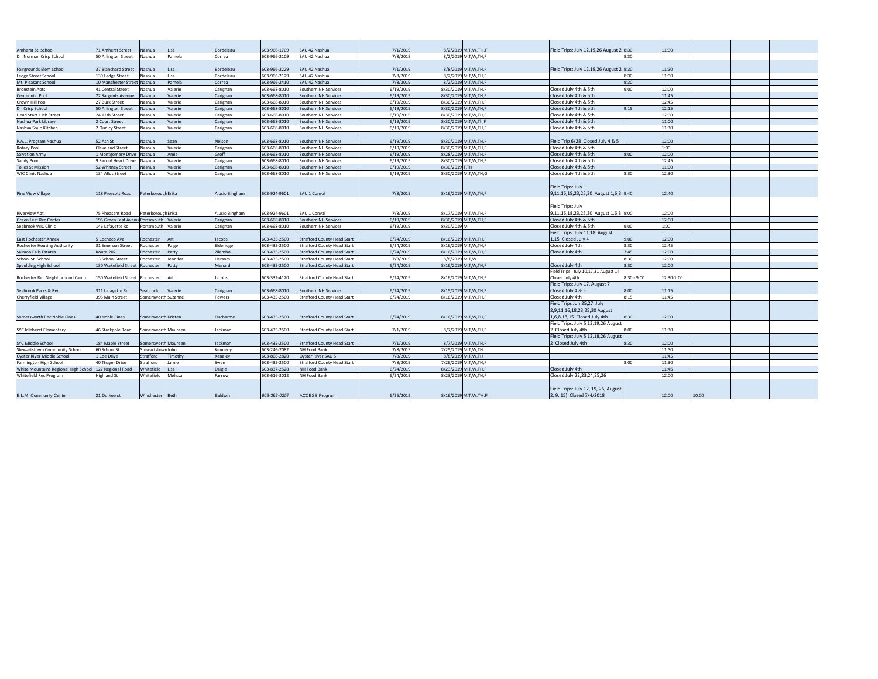| | | | | | | | | | | | | | | | |
|---|---|---|---|---|---|---|---|---|---|---|---|---|---|---|---|
| Amherst St. School | 71 Amherst Street | Nashua | Lisa | Bordeleau | 603-966-1709 | SAU 42 Nashua | 7/1/2019 | 8/2/2019 | M,T,W,TH,F | Field Trips: July 12,19,26 August 2 | 8:30 | 11:30 | | | |
| Dr. Norman Crisp School | 50 Arlington Street | Nashua | Pamela | Correa | 603-966-2109 | SAU 42 Nashua | 7/8/2019 | 8/2/2019 | M,T,W,TH,F | | 8:30 | | | | |
| Fairgrounds Elem School | 37 Blanchard Street | Nashua | Lisa | Bordeleau | 603-966-2229 | SAU 42 Nashua | 7/1/2019 | 8/8/2019 | M,T,W,TH,F | Field Trips: July 12,19,26 August 2 | 8:30 | 11:30 | | | |
| Ledge Street School | 139 Ledge Street | Nashua | Lisa | Bordeleau | 603-966-2129 | SAU 42 Nashua | 7/8/2019 | 8/2/2019 | M,T,W,TH,F | | 8:30 | 11:30 | | | |
| Mt. Pleasant School | 10 Manchester Street | Nashua | Pamela | Correa | 603-966-2410 | SAU 42 Nashua | 7/8/2019 | 8/2/2019 | M,T,W,TH,F | | 8:30 | | | | |
| Bronstein Apts. | 41 Central Street | Nashua | Valerie | Carignan | 603-668-8010 | Southern NH Services | 6/19/2019 | 8/30/2019 | M,T,W,TH,F | Closed July 4th & 5th | 9:00 | 12:00 | | | |
| Centennial Pool | 22 Sargents Avenue | Nashua | Valerie | Carignan | 603-668-8010 | Southern NH Services | 6/19/2019 | 8/30/2019 | M,T,W,TH,F | Closed July 4th & 5th | | 11:45 | | | |
| Crown Hill Pool | 27 Burk Street | Nashua | Valerie | Carignan | 603-668-8010 | Southern NH Services | 6/19/2019 | 8/30/2019 | M,T,W,TH,F | Closed July 4th & 5th | | 12:45 | | | |
| Dr. Crisp School | 50 Arlington Street | Nashua | Valerie | Carignan | 603-668-8010 | Southern NH Services | 6/19/2019 | 8/30/2019 | M,T,W,TH,F | Closed July 4th & 5th | 9:15 | 12:15 | | | |
| Head Start 11th Street | 24 11th Street | Nashua | Valerie | Carignan | 603-668-8010 | Southern NH Services | 6/19/2019 | 8/30/2019 | M,T,W,TH,F | Closed July 4th & 5th | | 12:00 | | | |
| Nashua Park Library | 2 Court Street | Nashua | Valerie | Carignan | 603-668-8010 | Southern NH Services | 6/19/2019 | 8/30/2019 | M,T,W,Th,F | Closed July 4th & 5th | | 11:00 | | | |
| Nashua Soup Kitchen | 2 Quincy Street | Nashua | Valerie | Carignan | 603-668-8010 | Southern NH Services | 6/19/2019 | 8/30/2019 | M,T,W,TH,F | Closed July 4th & 5th | | 11:30 | | | |
| P.A.L. Program Nashua | 52 Ash St | Nashua | Sean | Nelson | 603-668-8010 | Southern NH Services | 6/19/2019 | 8/30/2019 | M,T,W,TH,F | Field Trip 6/28 Closed July 4 & 5 | | 12:00 | | | |
| Rotary Pool | Cleveland Street | Nashua | Valerie | Carignan | 603-668-8010 | Southern NH Services | 6/19/2019 | 8/30/2019 | M,T,W,TH,F | Closed July 4th & 5th | | 1:00 | | | |
| Salvation Army | 1 Montgomery Drive | Nashua | Amie | Groff | 603-668-8010 | Southern NH Services | 6/19/2019 | 8/28/2019 | M,T,W,TH,F | Closed July 4th & 5th | 8:00 | 12:00 | | | |
| Sandy Pond | 9 Sacred Heart Drive | Nashua | Valerie | Carignan | 603-668-8010 | Southern NH Services | 6/19/2019 | 8/30/2019 | M,T,W,TH,F | Closed July 4th & 5th | | 12:45 | | | |
| Tolles St Mission | 52 Whitney Street | Nashua | Valerie | Carignan | 603-668-8010 | Southern NH Services | 6/19/2019 | 8/30/2019 | T,TH | Closed July 4th & 5th | | 11:00 | | | |
| WIC Clinic Nashua | 134 Allds Street | Nashua | Valerie | Carignan | 603-668-8010 | Southern NH Services | 6/19/2019 | 8/30/2019 | M,T,W,TH,G | Closed July 4th & 5th | 8:30 | 12:30 | | | |
| Pine View Village | 118 Prescott Road | Peterborough | Erika | Alusic-Bingham | 603-924-9601 | SAU 1 Conval | 7/8/2019 | 8/16/2019 | M,T,W,TH,F | Field Trips: July 9,11,16,18,23,25,30 August 1,6,8 | 8:40 | 12:40 | | | |
| Riverview Apt. | 75 Pheasant Road | Peterborough | Erika | Alusic-Bingham | 603-924-9601 | SAU 1 Conval | 7/8/2019 | 8/17/2019 | M,T,W,TH,F | Field Trips: July 9,11,16,18,23,25,30 August 1,6,8 | 8:00 | 12:00 | | | |
| Green Leaf Rec Center | 195 Green Leaf Avenue | Portsmouth | Valerie | Carignan | 603-668-8010 | Southern NH Services | 6/19/2019 | 8/30/2019 | M,T,W,TH,F | Closed July 4th & 5th | | 12:00 | | | |
| Seabrook WIC Clinic | 146 Lafayette Rd | Portsmouth | Valerie | Carignan | 603-668-8010 | Southern NH Services | 6/19/2019 | 8/30/2019 | M | Closed July 4th & 5th | 9:00 | 1:00 | | | |
| East Rochester Annex | 5 Cocheco Ave | Rochester | Art | Jacobs | 603-435-2500 | Strafford County Head Start | 6/24/2019 | 8/16/2019 | M,T,W,TH,F | Field Trips: July 11,18 August 1,15 Closed July 4 | 9:00 | 12:00 | | | |
| Rochester Housing Authority | 31 Emerson Street | Rochester | Paige | Elderidge | 603-435-2500 | Strafford County Head Start | 6/24/2019 | 8/16/2019 | M,T,W,TH,F | Closed July 4th | 8:30 | 12:45 | | | |
| Salmon Falls Estates | Route 202 | Rochester | Patty | Zilembo | 603-435-2500 | Strafford County Head Start | 6/24/2019 | 8/16/2019 | M,T,W,TH,F | Closed July 4th | 7:45 | 12:00 | | | |
| School St. School | 13 School Street | Rochester | Jennifer | Hersom | 603-435-2500 | Strafford County Head Start | 7/8/2019 | 8/8/2019 | M,T,W | | 8:30 | 12:00 | | | |
| Spaulding High School | 130 Wakefield Street | Rochester | Patty | Menard | 603-435-2500 | Strafford County Head Start | 6/24/2019 | 8/16/2019 | M,T,W,TH,F | Closed July 4th | 8:30 | 12:00 | | | |
| Rochester Rec Neighborhood Camp | 150 Wakefield Street | Rochester | Art | Jacobs | 603-332-4120 | Strafford County Head Start | 6/24/2019 | 8/16/2019 | M,T,W,TH,F | Field Trips: July 10,17,31 August 14 Closed July 4th | 8:30 - 9:00 | 12:30-1:00 | | | |
| Seabrook Parks & Rec | 311 Lafayette Rd | Seabrook | Valerie | Carignan | 603-668-8010 | Southern NH Services | 6/24/2019 | 8/15/2019 | M,T,W,TH,F | Field Trips: July 17, August 7 Closed July 4 & 5 | 8:00 | 11:15 | | | |
| Cherryfield Village | 395 Main Street | Somersworth | Suzanne | Powers | 603-435-2500 | Strafford County Head Start | 6/24/2019 | 8/16/2019 | M,T,W,TH,F | Closed July 4th | 8:15 | 11:45 | | | |
| Somersworth Rec Noble Pines | 40 Noble Pines | Somersworth | Kristen | Ducharme | 603-435-2500 | Strafford County Head Start | 6/24/2019 | 8/16/2019 | M,T,W,TH,F | Field Trips Jun 25,27 July 2,9,11,16,18,23,25,30 August 1,6,8,13,15 Closed July 4th | 8:30 | 12:00 | | | |
| SYC Idleherst Elementary | 46 Stackpole Road | Somersworth | Maureen | Jackman | 603-435-2500 | Strafford County Head Start | 7/1/2019 | 8/7/2019 | M,T,W,TH,F | Field Trips: July 5,12,19,26 August 2 Closed July 4th | 8:00 | 11:30 | | | |
| SYC Middle School | 184 Maple Street | Somersworth | Maureen | Jackman | 603-435-2500 | Strafford County Head Start | 7/1/2019 | 8/7/2019 | M,T,W,TH,F | Field Trips: July 5,12,18,26 August 2 Closed July 4th | 8:30 | 12:00 | | | |
| Stewartstown Community School | 60 School St | Stewartstown | John | Kennedy | 603-246-7082 | NH Food Bank | 7/8/2019 | 7/25/2019 | M,T,W,TH | | | 11:30 | | | |
| Oyster River Middle School | 1 Coe Drive | Strafford | Timothy | Kenaley | 603-868-2820 | Oyster River SAU 5 | 7/8/2019 | 8/8/2019 | M,T,W,TH | | | 11:45 | | | |
| Farmington High School | 40 Thayer Drive | Strafford | Jamie | Swan | 603-435-2500 | Strafford County Head Start | 7/8/2019 | 7/26/2019 | M,T,W,TH,F | | 8:00 | 11:30 | | | |
| White Mountains Regional High School | 127 Regional Road | Whitefield | Lisa | Daigle | 603-837-2528 | NH Food Bank | 6/24/2019 | 8/23/2019 | M,T,W,TH,F | Closed July 4th | | 11:45 | | | |
| Whitefield Rec Program | Highland St | Whitefield | Melissa | Farrow | 603-616-3012 | NH Food Bank | 6/24/2019 | 8/23/2019 | M,T,W,TH,F | Closed July 22,23,24,25,26 | | 12:00 | | | |
| E.L.M. Community Center | 21 Durkee st | Winchester | Beth | Baldwin | 603-392-0257 | ACCESS Program | 6/25/2019 | 8/16/2019 | M,T,W,TH,F | Field Trips: July 12, 19, 26, August 2, 9, 15) Closed 7/4/2018 | | 12:00 | 10:00 | | |